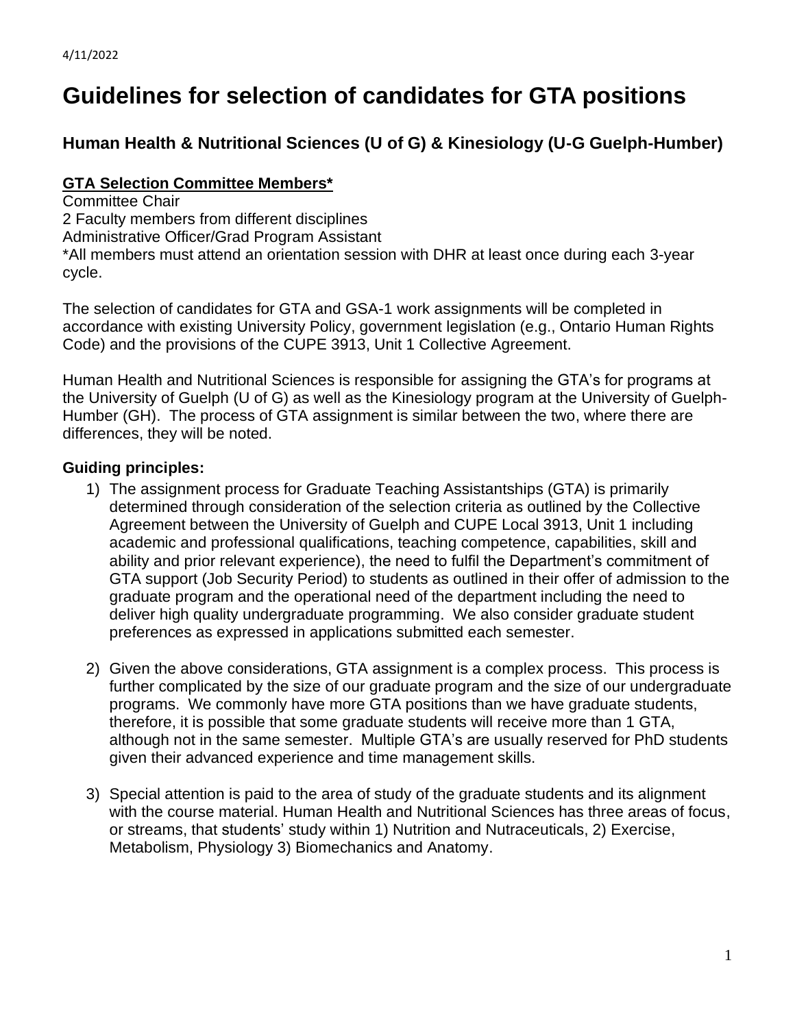4/11/2022

# Guidelines for selection of candidates for GTA positions

## Human Health & Nutritional Sciences (U of G) & Kinesiology (U-G Guelph-Humber)

**GTA Selection Committee Members***

Committee Chair
2 Faculty members from different disciplines
Administrative Officer/Grad Program Assistant
*All members must attend an orientation session with DHR at least once during each 3-year cycle.

The selection of candidates for GTA and GSA-1 work assignments will be completed in accordance with existing University Policy, government legislation (e.g., Ontario Human Rights Code) and the provisions of the CUPE 3913, Unit 1 Collective Agreement.

Human Health and Nutritional Sciences is responsible for assigning the GTA's for programs at the University of Guelph (U of G) as well as the Kinesiology program at the University of Guelph-Humber (GH). The process of GTA assignment is similar between the two, where there are differences, they will be noted.

### Guiding principles:

1) The assignment process for Graduate Teaching Assistantships (GTA) is primarily determined through consideration of the selection criteria as outlined by the Collective Agreement between the University of Guelph and CUPE Local 3913, Unit 1 including academic and professional qualifications, teaching competence, capabilities, skill and ability and prior relevant experience), the need to fulfil the Department's commitment of GTA support (Job Security Period) to students as outlined in their offer of admission to the graduate program and the operational need of the department including the need to deliver high quality undergraduate programming. We also consider graduate student preferences as expressed in applications submitted each semester.

2) Given the above considerations, GTA assignment is a complex process. This process is further complicated by the size of our graduate program and the size of our undergraduate programs. We commonly have more GTA positions than we have graduate students, therefore, it is possible that some graduate students will receive more than 1 GTA, although not in the same semester. Multiple GTA's are usually reserved for PhD students given their advanced experience and time management skills.

3) Special attention is paid to the area of study of the graduate students and its alignment with the course material. Human Health and Nutritional Sciences has three areas of focus, or streams, that students' study within 1) Nutrition and Nutraceuticals, 2) Exercise, Metabolism, Physiology 3) Biomechanics and Anatomy.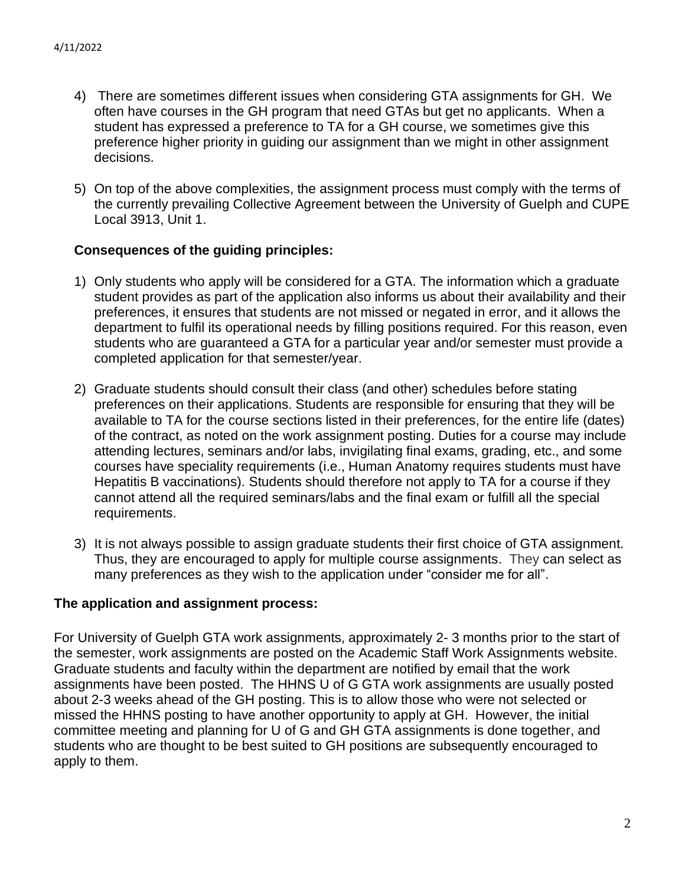4) There are sometimes different issues when considering GTA assignments for GH. We often have courses in the GH program that need GTAs but get no applicants. When a student has expressed a preference to TA for a GH course, we sometimes give this preference higher priority in guiding our assignment than we might in other assignment decisions.

5) On top of the above complexities, the assignment process must comply with the terms of the currently prevailing Collective Agreement between the University of Guelph and CUPE Local 3913, Unit 1.

**Consequences of the guiding principles:**

1) Only students who apply will be considered for a GTA. The information which a graduate student provides as part of the application also informs us about their availability and their preferences, it ensures that students are not missed or negated in error, and it allows the department to fulfil its operational needs by filling positions required. For this reason, even students who are guaranteed a GTA for a particular year and/or semester must provide a completed application for that semester/year.

2) Graduate students should consult their class (and other) schedules before stating preferences on their applications. Students are responsible for ensuring that they will be available to TA for the course sections listed in their preferences, for the entire life (dates) of the contract, as noted on the work assignment posting. Duties for a course may include attending lectures, seminars and/or labs, invigilating final exams, grading, etc., and some courses have speciality requirements (i.e., Human Anatomy requires students must have Hepatitis B vaccinations). Students should therefore not apply to TA for a course if they cannot attend all the required seminars/labs and the final exam or fulfill all the special requirements.

3) It is not always possible to assign graduate students their first choice of GTA assignment. Thus, they are encouraged to apply for multiple course assignments. They can select as many preferences as they wish to the application under "consider me for all".

**The application and assignment process:**

For University of Guelph GTA work assignments, approximately 2- 3 months prior to the start of the semester, work assignments are posted on the Academic Staff Work Assignments website. Graduate students and faculty within the department are notified by email that the work assignments have been posted. The HHNS U of G GTA work assignments are usually posted about 2-3 weeks ahead of the GH posting. This is to allow those who were not selected or missed the HHNS posting to have another opportunity to apply at GH. However, the initial committee meeting and planning for U of G and GH GTA assignments is done together, and students who are thought to be best suited to GH positions are subsequently encouraged to apply to them.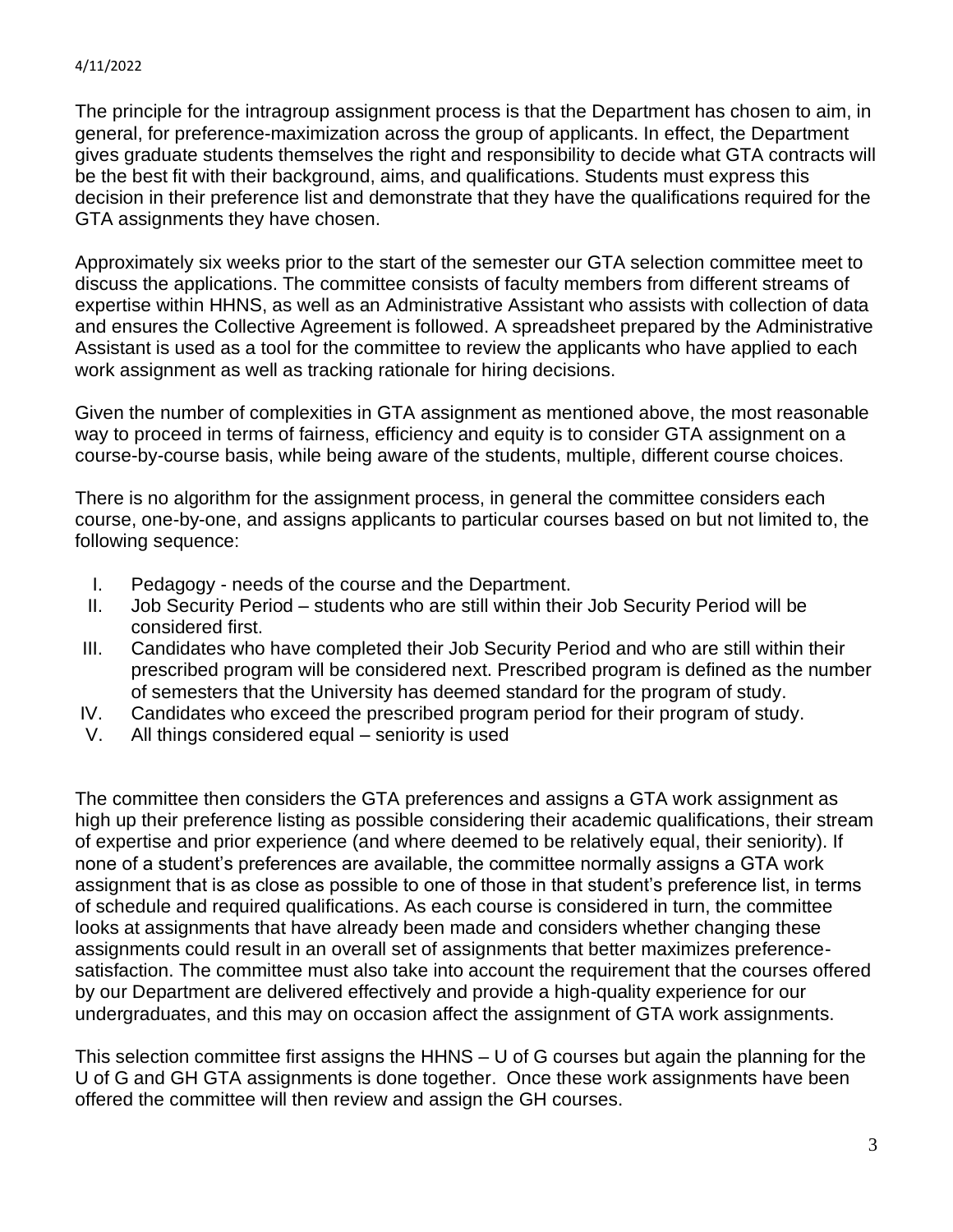The principle for the intragroup assignment process is that the Department has chosen to aim, in general, for preference-maximization across the group of applicants. In effect, the Department gives graduate students themselves the right and responsibility to decide what GTA contracts will be the best fit with their background, aims, and qualifications. Students must express this decision in their preference list and demonstrate that they have the qualifications required for the GTA assignments they have chosen.

Approximately six weeks prior to the start of the semester our GTA selection committee meet to discuss the applications. The committee consists of faculty members from different streams of expertise within HHNS, as well as an Administrative Assistant who assists with collection of data and ensures the Collective Agreement is followed. A spreadsheet prepared by the Administrative Assistant is used as a tool for the committee to review the applicants who have applied to each work assignment as well as tracking rationale for hiring decisions.

Given the number of complexities in GTA assignment as mentioned above, the most reasonable way to proceed in terms of fairness, efficiency and equity is to consider GTA assignment on a course-by-course basis, while being aware of the students, multiple, different course choices.

There is no algorithm for the assignment process, in general the committee considers each course, one-by-one, and assigns applicants to particular courses based on but not limited to, the following sequence:

I. Pedagogy - needs of the course and the Department.
II. Job Security Period – students who are still within their Job Security Period will be considered first.
III. Candidates who have completed their Job Security Period and who are still within their prescribed program will be considered next. Prescribed program is defined as the number of semesters that the University has deemed standard for the program of study.
IV. Candidates who exceed the prescribed program period for their program of study.
V. All things considered equal – seniority is used

The committee then considers the GTA preferences and assigns a GTA work assignment as high up their preference listing as possible considering their academic qualifications, their stream of expertise and prior experience (and where deemed to be relatively equal, their seniority). If none of a student's preferences are available, the committee normally assigns a GTA work assignment that is as close as possible to one of those in that student's preference list, in terms of schedule and required qualifications. As each course is considered in turn, the committee looks at assignments that have already been made and considers whether changing these assignments could result in an overall set of assignments that better maximizes preference-satisfaction. The committee must also take into account the requirement that the courses offered by our Department are delivered effectively and provide a high-quality experience for our undergraduates, and this may on occasion affect the assignment of GTA work assignments.

This selection committee first assigns the HHNS – U of G courses but again the planning for the U of G and GH GTA assignments is done together. Once these work assignments have been offered the committee will then review and assign the GH courses.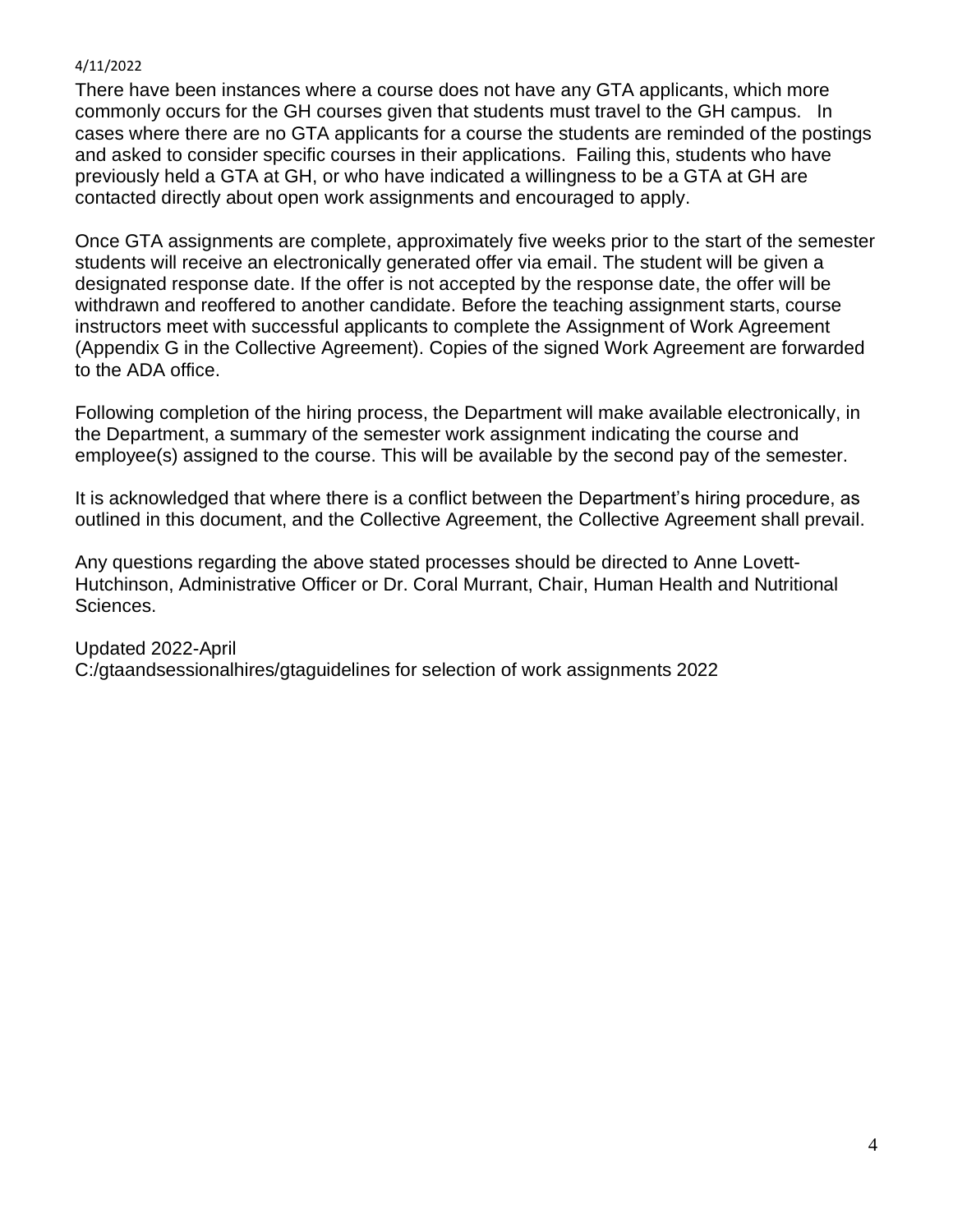There have been instances where a course does not have any GTA applicants, which more commonly occurs for the GH courses given that students must travel to the GH campus. In cases where there are no GTA applicants for a course the students are reminded of the postings and asked to consider specific courses in their applications. Failing this, students who have previously held a GTA at GH, or who have indicated a willingness to be a GTA at GH are contacted directly about open work assignments and encouraged to apply.

Once GTA assignments are complete, approximately five weeks prior to the start of the semester students will receive an electronically generated offer via email. The student will be given a designated response date. If the offer is not accepted by the response date, the offer will be withdrawn and reoffered to another candidate. Before the teaching assignment starts, course instructors meet with successful applicants to complete the Assignment of Work Agreement (Appendix G in the Collective Agreement). Copies of the signed Work Agreement are forwarded to the ADA office.

Following completion of the hiring process, the Department will make available electronically, in the Department, a summary of the semester work assignment indicating the course and employee(s) assigned to the course. This will be available by the second pay of the semester.

It is acknowledged that where there is a conflict between the Department's hiring procedure, as outlined in this document, and the Collective Agreement, the Collective Agreement shall prevail.

Any questions regarding the above stated processes should be directed to Anne Lovett-Hutchinson, Administrative Officer or Dr. Coral Murrant, Chair, Human Health and Nutritional Sciences.

Updated 2022-April
C:/gtaandsessionalhires/gtaguidelines for selection of work assignments 2022